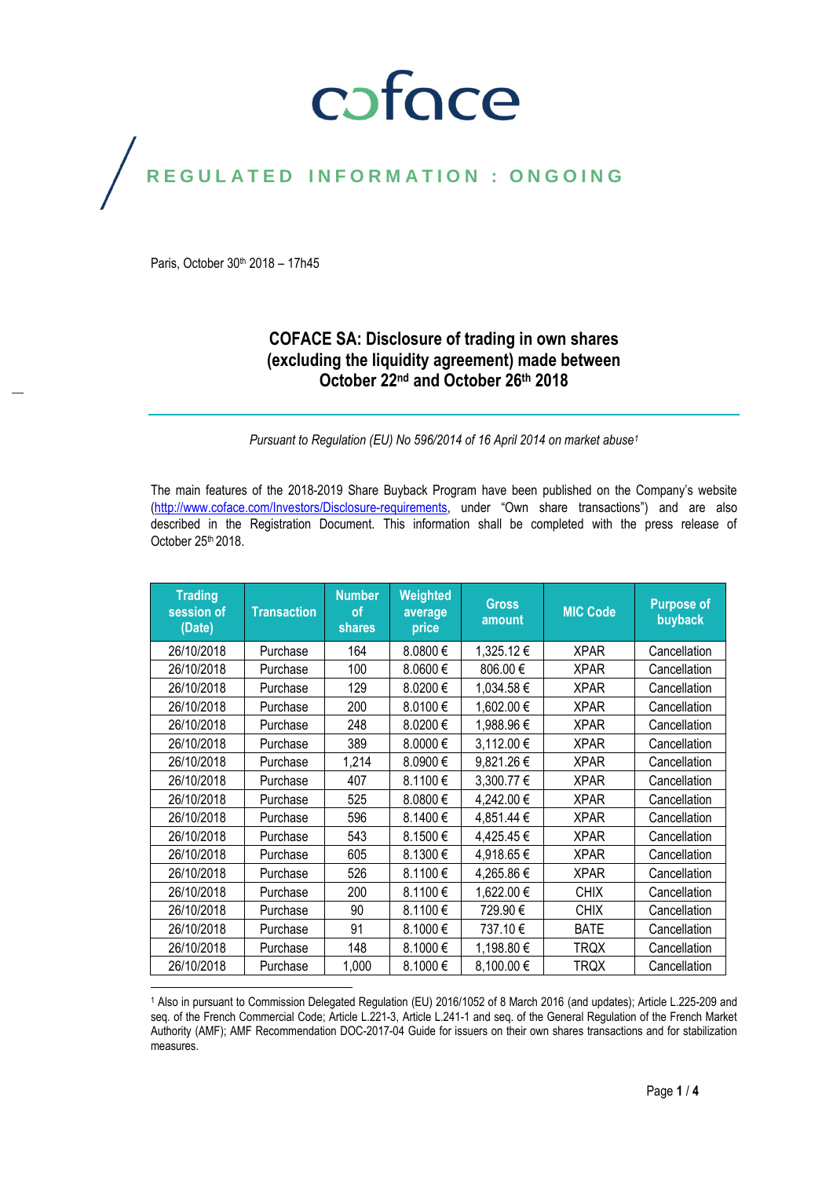coface

REGULATED INFORMATION : ONGOING

Paris, October 30th 2018 – 17h45

# COFACE SA: Disclosure of trading in own shares (excluding the liquidity agreement) made between October 22nd and October 26th 2018

*Pursuant to Regulation (EU) No 596/2014 of 16 April 2014 on market abuse[1]*

The main features of the 2018-2019 Share Buyback Program have been published on the Company's website (http://www.coface.com/Investors/Disclosure-requirements, under "Own share transactions") and are also described in the Registration Document. This information shall be completed with the press release of October 25th 2018.

| Trading session of (Date) | Transaction | Number of shares | Weighted average price | Gross amount | MIC Code | Purpose of buyback |
|---|---|---|---|---|---|---|
| 26/10/2018 | Purchase | 164 | 8.0800 € | 1,325.12 € | XPAR | Cancellation |
| 26/10/2018 | Purchase | 100 | 8.0600 € | 806.00 € | XPAR | Cancellation |
| 26/10/2018 | Purchase | 129 | 8.0200 € | 1,034.58 € | XPAR | Cancellation |
| 26/10/2018 | Purchase | 200 | 8.0100 € | 1,602.00 € | XPAR | Cancellation |
| 26/10/2018 | Purchase | 248 | 8.0200 € | 1,988.96 € | XPAR | Cancellation |
| 26/10/2018 | Purchase | 389 | 8.0000 € | 3,112.00 € | XPAR | Cancellation |
| 26/10/2018 | Purchase | 1,214 | 8.0900 € | 9,821.26 € | XPAR | Cancellation |
| 26/10/2018 | Purchase | 407 | 8.1100 € | 3,300.77 € | XPAR | Cancellation |
| 26/10/2018 | Purchase | 525 | 8.0800 € | 4,242.00 € | XPAR | Cancellation |
| 26/10/2018 | Purchase | 596 | 8.1400 € | 4,851.44 € | XPAR | Cancellation |
| 26/10/2018 | Purchase | 543 | 8.1500 € | 4,425.45 € | XPAR | Cancellation |
| 26/10/2018 | Purchase | 605 | 8.1300 € | 4,918.65 € | XPAR | Cancellation |
| 26/10/2018 | Purchase | 526 | 8.1100 € | 4,265.86 € | XPAR | Cancellation |
| 26/10/2018 | Purchase | 200 | 8.1100 € | 1,622.00 € | CHIX | Cancellation |
| 26/10/2018 | Purchase | 90 | 8.1100 € | 729.90 € | CHIX | Cancellation |
| 26/10/2018 | Purchase | 91 | 8.1000 € | 737.10 € | BATE | Cancellation |
| 26/10/2018 | Purchase | 148 | 8.1000 € | 1,198.80 € | TRQX | Cancellation |
| 26/10/2018 | Purchase | 1,000 | 8.1000 € | 8,100.00 € | TRQX | Cancellation |

[1] Also in pursuant to Commission Delegated Regulation (EU) 2016/1052 of 8 March 2016 (and updates); Article L.225-209 and seq. of the French Commercial Code; Article L.221-3, Article L.241-1 and seq. of the General Regulation of the French Market Authority (AMF); AMF Recommendation DOC-2017-04 Guide for issuers on their own shares transactions and for stabilization measures.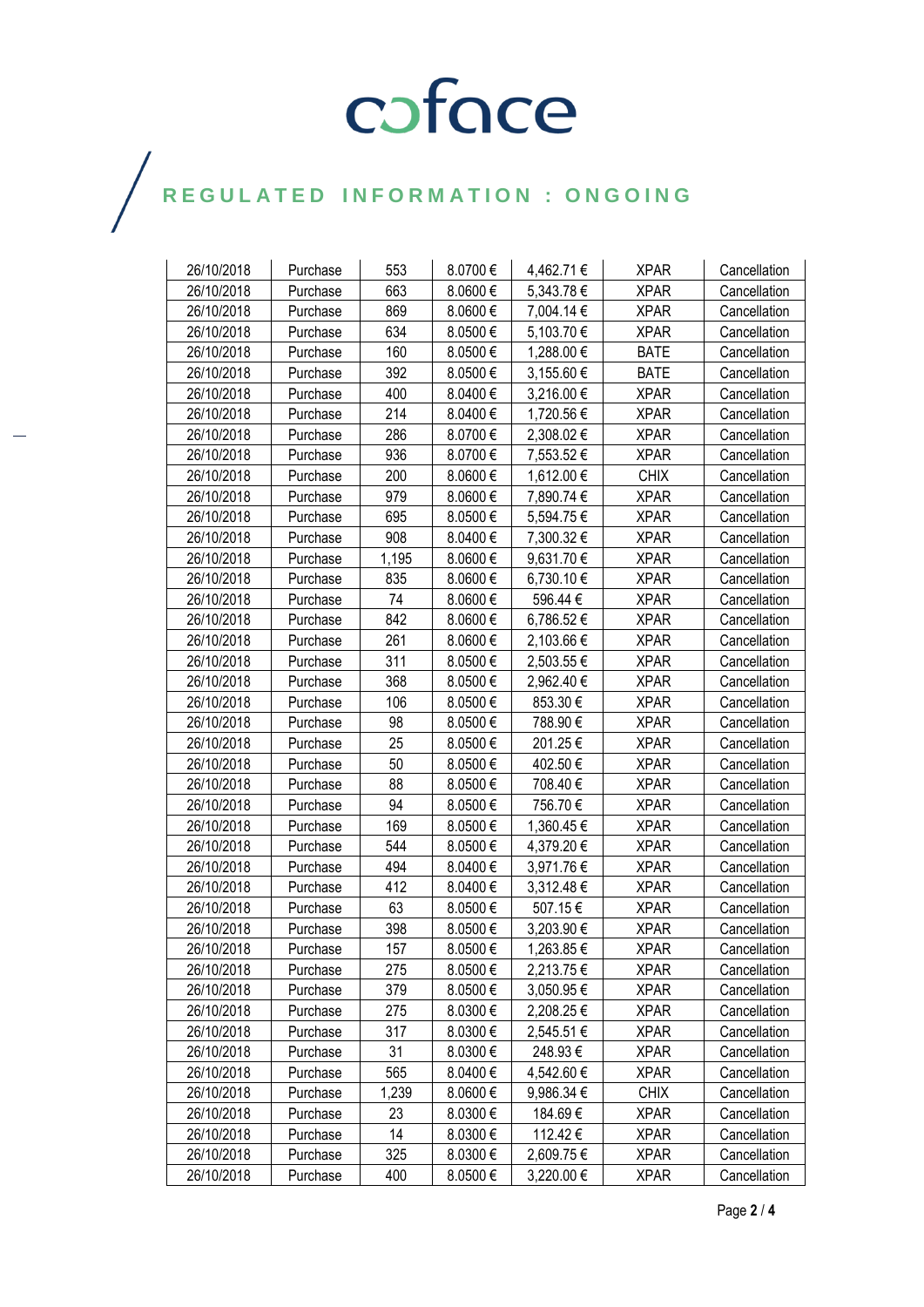# coface

## REGULATED INFORMATION : ONGOING

| 26/10/2018 | Purchase | 553 | 8.0700 € | 4,462.71 € | XPAR | Cancellation |
|---|---|---|---|---|---|---|
| 26/10/2018 | Purchase | 663 | 8.0600 € | 5,343.78 € | XPAR | Cancellation |
| 26/10/2018 | Purchase | 869 | 8.0600 € | 7,004.14 € | XPAR | Cancellation |
| 26/10/2018 | Purchase | 634 | 8.0500 € | 5,103.70 € | XPAR | Cancellation |
| 26/10/2018 | Purchase | 160 | 8.0500 € | 1,288.00 € | BATE | Cancellation |
| 26/10/2018 | Purchase | 392 | 8.0500 € | 3,155.60 € | BATE | Cancellation |
| 26/10/2018 | Purchase | 400 | 8.0400 € | 3,216.00 € | XPAR | Cancellation |
| 26/10/2018 | Purchase | 214 | 8.0400 € | 1,720.56 € | XPAR | Cancellation |
| 26/10/2018 | Purchase | 286 | 8.0700 € | 2,308.02 € | XPAR | Cancellation |
| 26/10/2018 | Purchase | 936 | 8.0700 € | 7,553.52 € | XPAR | Cancellation |
| 26/10/2018 | Purchase | 200 | 8.0600 € | 1,612.00 € | CHIX | Cancellation |
| 26/10/2018 | Purchase | 979 | 8.0600 € | 7,890.74 € | XPAR | Cancellation |
| 26/10/2018 | Purchase | 695 | 8.0500 € | 5,594.75 € | XPAR | Cancellation |
| 26/10/2018 | Purchase | 908 | 8.0400 € | 7,300.32 € | XPAR | Cancellation |
| 26/10/2018 | Purchase | 1,195 | 8.0600 € | 9,631.70 € | XPAR | Cancellation |
| 26/10/2018 | Purchase | 835 | 8.0600 € | 6,730.10 € | XPAR | Cancellation |
| 26/10/2018 | Purchase | 74 | 8.0600 € | 596.44 € | XPAR | Cancellation |
| 26/10/2018 | Purchase | 842 | 8.0600 € | 6,786.52 € | XPAR | Cancellation |
| 26/10/2018 | Purchase | 261 | 8.0600 € | 2,103.66 € | XPAR | Cancellation |
| 26/10/2018 | Purchase | 311 | 8.0500 € | 2,503.55 € | XPAR | Cancellation |
| 26/10/2018 | Purchase | 368 | 8.0500 € | 2,962.40 € | XPAR | Cancellation |
| 26/10/2018 | Purchase | 106 | 8.0500 € | 853.30 € | XPAR | Cancellation |
| 26/10/2018 | Purchase | 98 | 8.0500 € | 788.90 € | XPAR | Cancellation |
| 26/10/2018 | Purchase | 25 | 8.0500 € | 201.25 € | XPAR | Cancellation |
| 26/10/2018 | Purchase | 50 | 8.0500 € | 402.50 € | XPAR | Cancellation |
| 26/10/2018 | Purchase | 88 | 8.0500 € | 708.40 € | XPAR | Cancellation |
| 26/10/2018 | Purchase | 94 | 8.0500 € | 756.70 € | XPAR | Cancellation |
| 26/10/2018 | Purchase | 169 | 8.0500 € | 1,360.45 € | XPAR | Cancellation |
| 26/10/2018 | Purchase | 544 | 8.0500 € | 4,379.20 € | XPAR | Cancellation |
| 26/10/2018 | Purchase | 494 | 8.0400 € | 3,971.76 € | XPAR | Cancellation |
| 26/10/2018 | Purchase | 412 | 8.0400 € | 3,312.48 € | XPAR | Cancellation |
| 26/10/2018 | Purchase | 63 | 8.0500 € | 507.15 € | XPAR | Cancellation |
| 26/10/2018 | Purchase | 398 | 8.0500 € | 3,203.90 € | XPAR | Cancellation |
| 26/10/2018 | Purchase | 157 | 8.0500 € | 1,263.85 € | XPAR | Cancellation |
| 26/10/2018 | Purchase | 275 | 8.0500 € | 2,213.75 € | XPAR | Cancellation |
| 26/10/2018 | Purchase | 379 | 8.0500 € | 3,050.95 € | XPAR | Cancellation |
| 26/10/2018 | Purchase | 275 | 8.0300 € | 2,208.25 € | XPAR | Cancellation |
| 26/10/2018 | Purchase | 317 | 8.0300 € | 2,545.51 € | XPAR | Cancellation |
| 26/10/2018 | Purchase | 31 | 8.0300 € | 248.93 € | XPAR | Cancellation |
| 26/10/2018 | Purchase | 565 | 8.0400 € | 4,542.60 € | XPAR | Cancellation |
| 26/10/2018 | Purchase | 1,239 | 8.0600 € | 9,986.34 € | CHIX | Cancellation |
| 26/10/2018 | Purchase | 23 | 8.0300 € | 184.69 € | XPAR | Cancellation |
| 26/10/2018 | Purchase | 14 | 8.0300 € | 112.42 € | XPAR | Cancellation |
| 26/10/2018 | Purchase | 325 | 8.0300 € | 2,609.75 € | XPAR | Cancellation |
| 26/10/2018 | Purchase | 400 | 8.0500 € | 3,220.00 € | XPAR | Cancellation |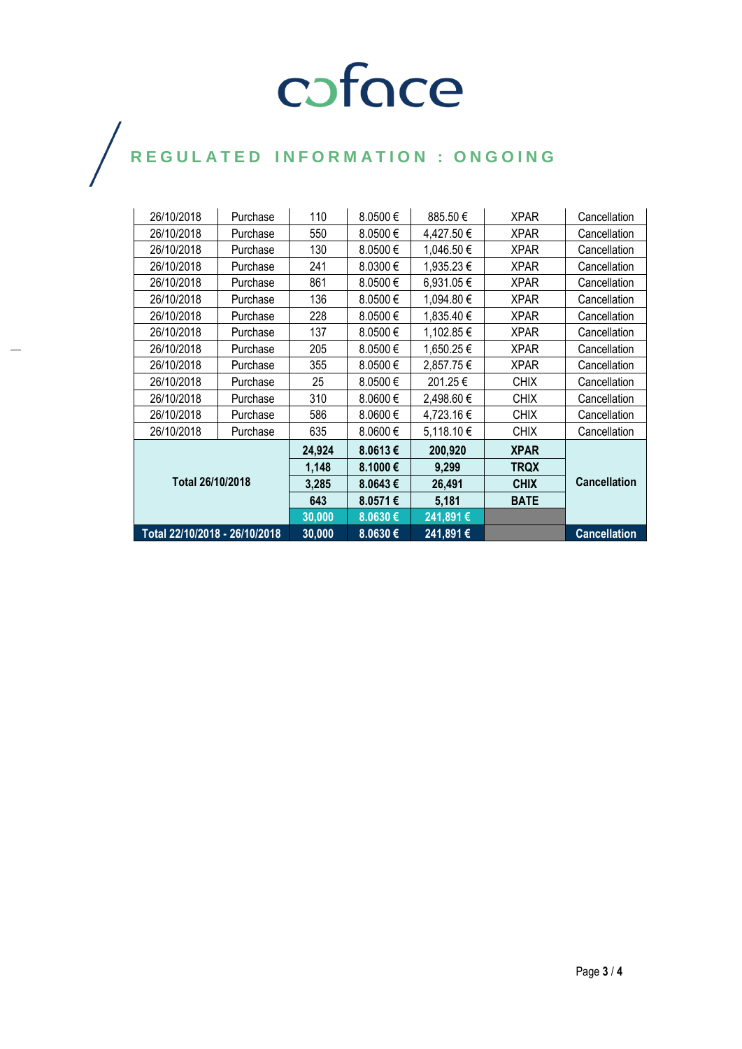coface

## REGULATED INFORMATION : ONGOING

| | | | | | | |
|---|---|---|---|---|---|---|
| 26/10/2018 | Purchase | 110 | 8.0500 € | 885.50 € | XPAR | Cancellation |
| 26/10/2018 | Purchase | 550 | 8.0500 € | 4,427.50 € | XPAR | Cancellation |
| 26/10/2018 | Purchase | 130 | 8.0500 € | 1,046.50 € | XPAR | Cancellation |
| 26/10/2018 | Purchase | 241 | 8.0300 € | 1,935.23 € | XPAR | Cancellation |
| 26/10/2018 | Purchase | 861 | 8.0500 € | 6,931.05 € | XPAR | Cancellation |
| 26/10/2018 | Purchase | 136 | 8.0500 € | 1,094.80 € | XPAR | Cancellation |
| 26/10/2018 | Purchase | 228 | 8.0500 € | 1,835.40 € | XPAR | Cancellation |
| 26/10/2018 | Purchase | 137 | 8.0500 € | 1,102.85 € | XPAR | Cancellation |
| 26/10/2018 | Purchase | 205 | 8.0500 € | 1,650.25 € | XPAR | Cancellation |
| 26/10/2018 | Purchase | 355 | 8.0500 € | 2,857.75 € | XPAR | Cancellation |
| 26/10/2018 | Purchase | 25 | 8.0500 € | 201.25 € | CHIX | Cancellation |
| 26/10/2018 | Purchase | 310 | 8.0600 € | 2,498.60 € | CHIX | Cancellation |
| 26/10/2018 | Purchase | 586 | 8.0600 € | 4,723.16 € | CHIX | Cancellation |
| 26/10/2018 | Purchase | 635 | 8.0600 € | 5,118.10 € | CHIX | Cancellation |
| **Total 26/10/2018** | | **24,924** | **8.0613 €** | **200,920** | **XPAR** | **Cancellation** |
| | | **1,148** | **8.1000 €** | **9,299** | **TRQX** | |
| | | **3,285** | **8.0643 €** | **26,491** | **CHIX** | |
| | | **643** | **8.0571 €** | **5,181** | **BATE** | |
| | | **30,000** | **8.0630 €** | **241,891 €** | | |
| **Total 22/10/2018 - 26/10/2018** | | **30,000** | **8.0630 €** | **241,891 €** | | **Cancellation** |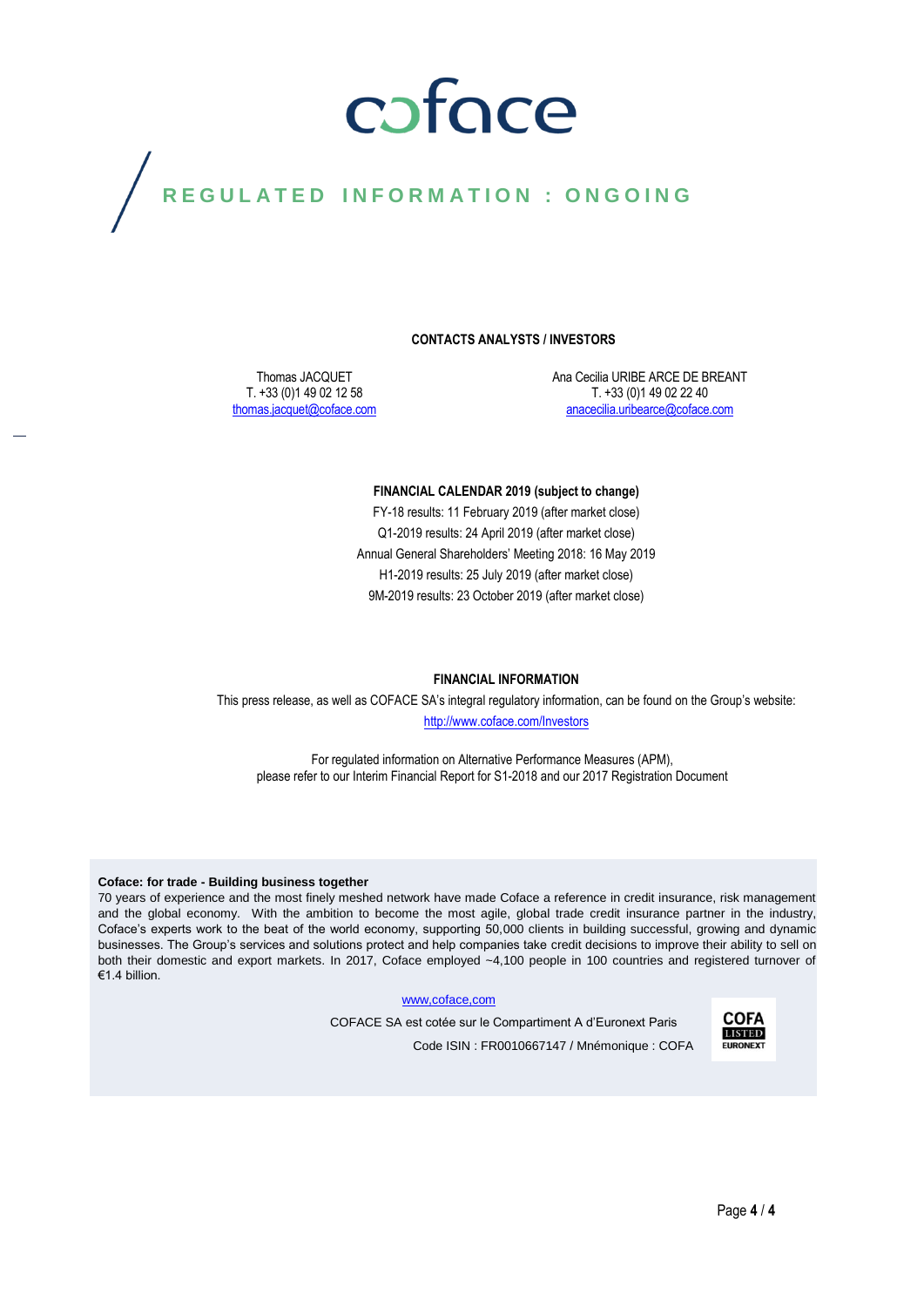# REGULATED INFORMATION : ONGOING

**CONTACTS ANALYSTS / INVESTORS**

Thomas JACQUET
T. +33 (0)1 49 02 12 58
thomas.jacquet@coface.com

Ana Cecilia URIBE ARCE DE BREANT
T. +33 (0)1 49 02 22 40
anacecilia.uribearce@coface.com

**FINANCIAL CALENDAR 2019 (subject to change)**

FY-18 results: 11 February 2019 (after market close)
Q1-2019 results: 24 April 2019 (after market close)
Annual General Shareholders' Meeting 2018: 16 May 2019
H1-2019 results: 25 July 2019 (after market close)
9M-2019 results: 23 October 2019 (after market close)

**FINANCIAL INFORMATION**

This press release, as well as COFACE SA's integral regulatory information, can be found on the Group's website:
http://www.coface.com/Investors

For regulated information on Alternative Performance Measures (APM),
please refer to our Interim Financial Report for S1-2018 and our 2017 Registration Document

**Coface: for trade - Building business together**

70 years of experience and the most finely meshed network have made Coface a reference in credit insurance, risk management and the global economy. With the ambition to become the most agile, global trade credit insurance partner in the industry, Coface's experts work to the beat of the world economy, supporting 50,000 clients in building successful, growing and dynamic businesses. The Group's services and solutions protect and help companies take credit decisions to improve their ability to sell on both their domestic and export markets. In 2017, Coface employed ~4,100 people in 100 countries and registered turnover of €1.4 billion.

www,coface,com

COFACE SA est cotée sur le Compartiment A d'Euronext Paris
Code ISIN : FR0010667147 / Mnémonique : COFA

COFA LISTED EURONEXT